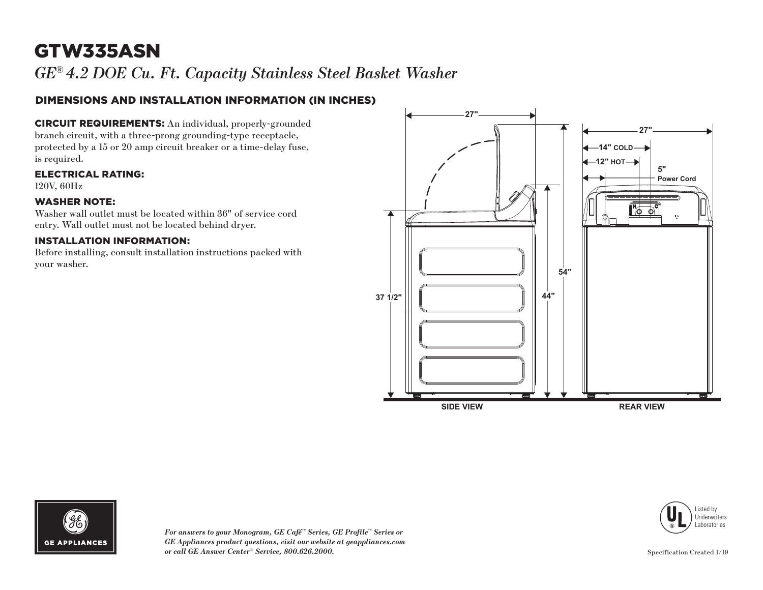# GTW335ASN

*GE® 4.2 DOE Cu. Ft. Capacity Stainless Steel Basket Washer*

## DIMENSIONS AND INSTALLATION INFORMATION (IN INCHES)

**CIRCUIT REQUIREMENTS:** An individual, properly-grounded branch circuit, with a three-prong grounding-type receptacle, protected by a 15 or 20 amp circuit breaker or a time-delay fuse, is required.

**ELECTRICAL RATING:**
120V, 60Hz

**WASHER NOTE:**
Washer wall outlet must be located within 36" of service cord entry. Wall outlet must not be located behind dryer.

**INSTALLATION INFORMATION:**
Before installing, consult installation instructions packed with your washer.

27"
37 1/2"
44"
54"
SIDE VIEW

27"
14" COLD
12" HOT
5" Power Cord
REAR VIEW

*For answers to your Monogram, GE Café™ Series, GE Profile™ Series or GE Appliances product questions, visit our website at geappliances.com or call GE Answer Center® Service, 800.626.2000.*

Listed by Underwriters Laboratories

Specification Created 1/19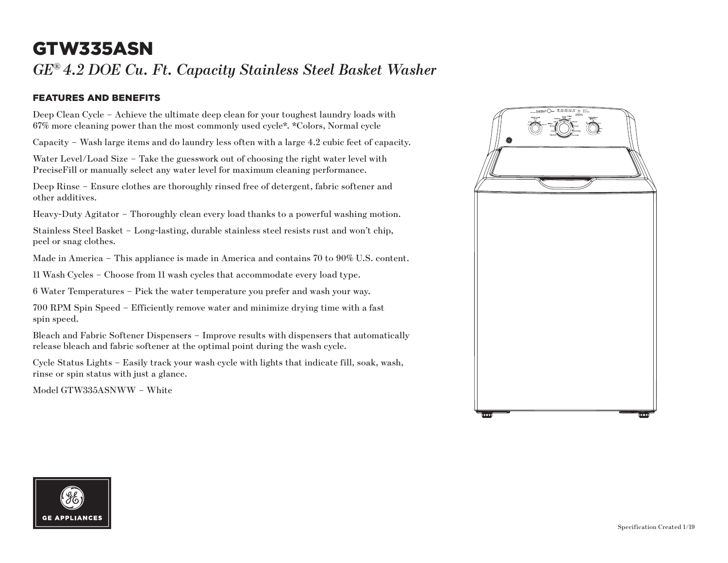# GTW335ASN

*GE® 4.2 DOE Cu. Ft. Capacity Stainless Steel Basket Washer*

## FEATURES AND BENEFITS

Deep Clean Cycle – Achieve the ultimate deep clean for your toughest laundry loads with 67% more cleaning power than the most commonly used cycle*. *Colors, Normal cycle

Capacity – Wash large items and do laundry less often with a large 4.2 cubic feet of capacity.

Water Level/Load Size – Take the guesswork out of choosing the right water level with PreciseFill or manually select any water level for maximum cleaning performance.

Deep Rinse – Ensure clothes are thoroughly rinsed free of detergent, fabric softener and other additives.

Heavy-Duty Agitator – Thoroughly clean every load thanks to a powerful washing motion.

Stainless Steel Basket – Long-lasting, durable stainless steel resists rust and won't chip, peel or snag clothes.

Made in America – This appliance is made in America and contains 70 to 90% U.S. content.

11 Wash Cycles – Choose from 11 wash cycles that accommodate every load type.

6 Water Temperatures – Pick the water temperature you prefer and wash your way.

700 RPM Spin Speed – Efficiently remove water and minimize drying time with a fast spin speed.

Bleach and Fabric Softener Dispensers – Improve results with dispensers that automatically release bleach and fabric softener at the optimal point during the wash cycle.

Cycle Status Lights – Easily track your wash cycle with lights that indicate fill, soak, wash, rinse or spin status with just a glance.

Model GTW335ASNWW – White

GE APPLIANCES

Specification Created 1/19